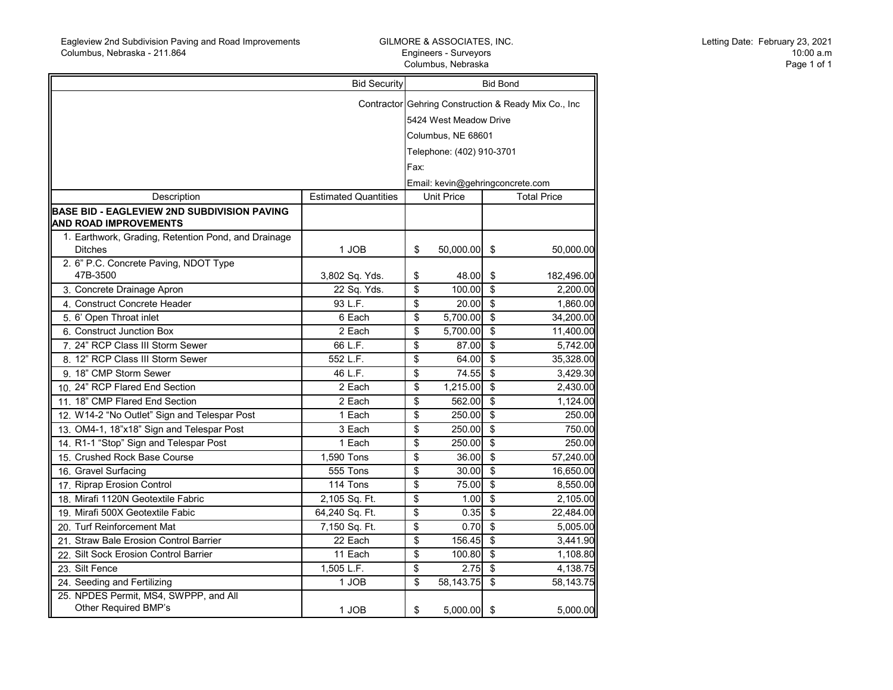Eagleview 2nd Subdivision Paving and Road Improvements
Columbus, Nebraska - 211.864

GILMORE & ASSOCIATES, INC.
Engineers - Surveyors
Columbus, Nebraska

Letting Date: February 23, 2021
10:00 a.m

| | Bid Security | Bid Bond | |
|---|---|---|---|
| | Contractor | Gehring Construction & Ready Mix Co., Inc<br>5424 West Meadow Drive<br>Columbus, NE 68601<br>Telephone: (402) 910-3701<br>Fax:<br>Email: kevin@gehringconcrete.com | |
| Description | Estimated Quantities | Unit Price | Total Price |
| **BASE BID - EAGLEVIEW 2ND SUBDIVISION PAVING AND ROAD IMPROVEMENTS** | | | |
| 1. Earthwork, Grading, Retention Pond, and Drainage Ditches | 1 JOB | $ 50,000.00 | $ 50,000.00 |
| 2. 6" P.C. Concrete Paving, NDOT Type 47B-3500 | 3,802 Sq. Yds. | $ 48.00 | $ 182,496.00 |
| 3. Concrete Drainage Apron | 22 Sq. Yds. | $ 100.00 | $ 2,200.00 |
| 4. Construct Concrete Header | 93 L.F. | $ 20.00 | $ 1,860.00 |
| 5. 6' Open Throat inlet | 6 Each | $ 5,700.00 | $ 34,200.00 |
| 6. Construct Junction Box | 2 Each | $ 5,700.00 | $ 11,400.00 |
| 7. 24" RCP Class III Storm Sewer | 66 L.F. | $ 87.00 | $ 5,742.00 |
| 8. 12" RCP Class III Storm Sewer | 552 L.F. | $ 64.00 | $ 35,328.00 |
| 9. 18" CMP Storm Sewer | 46 L.F. | $ 74.55 | $ 3,429.30 |
| 10. 24" RCP Flared End Section | 2 Each | $ 1,215.00 | $ 2,430.00 |
| 11. 18" CMP Flared End Section | 2 Each | $ 562.00 | $ 1,124.00 |
| 12. W14-2 "No Outlet" Sign and Telespar Post | 1 Each | $ 250.00 | $ 250.00 |
| 13. OM4-1, 18"x18" Sign and Telespar Post | 3 Each | $ 250.00 | $ 750.00 |
| 14. R1-1 "Stop" Sign and Telespar Post | 1 Each | $ 250.00 | $ 250.00 |
| 15. Crushed Rock Base Course | 1,590 Tons | $ 36.00 | $ 57,240.00 |
| 16. Gravel Surfacing | 555 Tons | $ 30.00 | $ 16,650.00 |
| 17. Riprap Erosion Control | 114 Tons | $ 75.00 | $ 8,550.00 |
| 18. Mirafi 1120N Geotextile Fabric | 2,105 Sq. Ft. | $ 1.00 | $ 2,105.00 |
| 19. Mirafi 500X Geotextile Fabic | 64,240 Sq. Ft. | $ 0.35 | $ 22,484.00 |
| 20. Turf Reinforcement Mat | 7,150 Sq. Ft. | $ 0.70 | $ 5,005.00 |
| 21. Straw Bale Erosion Control Barrier | 22 Each | $ 156.45 | $ 3,441.90 |
| 22. Silt Sock Erosion Control Barrier | 11 Each | $ 100.80 | $ 1,108.80 |
| 23. Silt Fence | 1,505 L.F. | $ 2.75 | $ 4,138.75 |
| 24. Seeding and Fertilizing | 1 JOB | $ 58,143.75 | $ 58,143.75 |
| 25. NPDES Permit, MS4, SWPPP, and All Other Required BMP's | 1 JOB | $ 5,000.00 | $ 5,000.00 |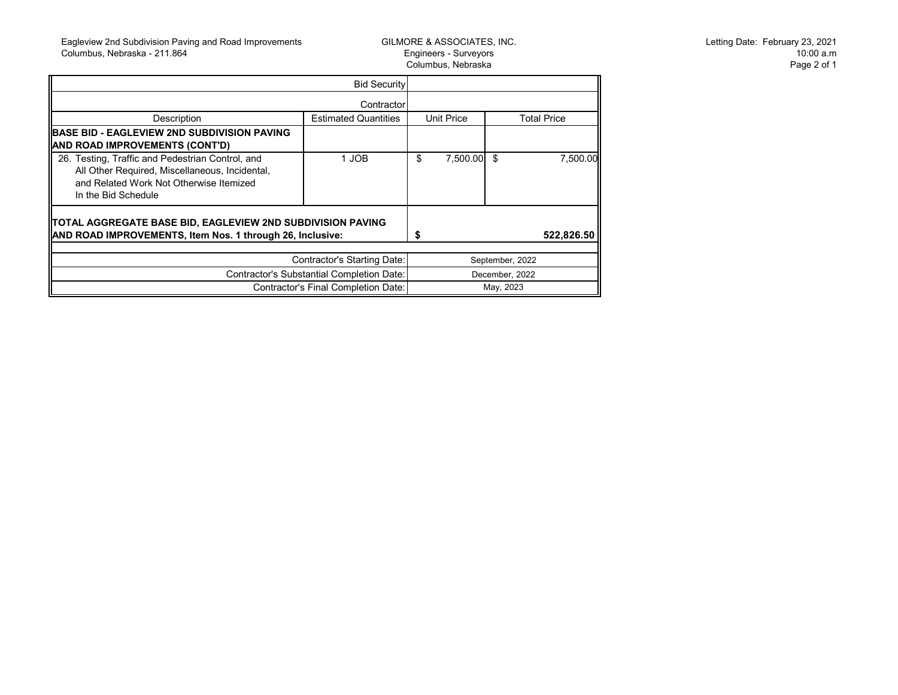| | | | |
|---|---|---|---|
| Bid Security | | | |
| Contractor | | | |
| Description | Estimated Quantities | Unit Price | Total Price |
| **BASE BID - EAGLEVIEW 2ND SUBDIVISION PAVING AND ROAD IMPROVEMENTS (CONT'D)** | | | |
| 26. Testing, Traffic and Pedestrian Control, and All Other Required, Miscellaneous, Incidental, and Related Work Not Otherwise Itemized In the Bid Schedule | 1 JOB | $ 7,500.00 | $ 7,500.00 |
| **TOTAL AGGREGATE BASE BID, EAGLEVIEW 2ND SUBDIVISION PAVING AND ROAD IMPROVEMENTS, Item Nos. 1 through 26, Inclusive:** | | | **$ 522,826.50** |
| Contractor's Starting Date: | | September, 2022 | |
| Contractor's Substantial Completion Date: | | December, 2022 | |
| Contractor's Final Completion Date: | | May, 2023 | |